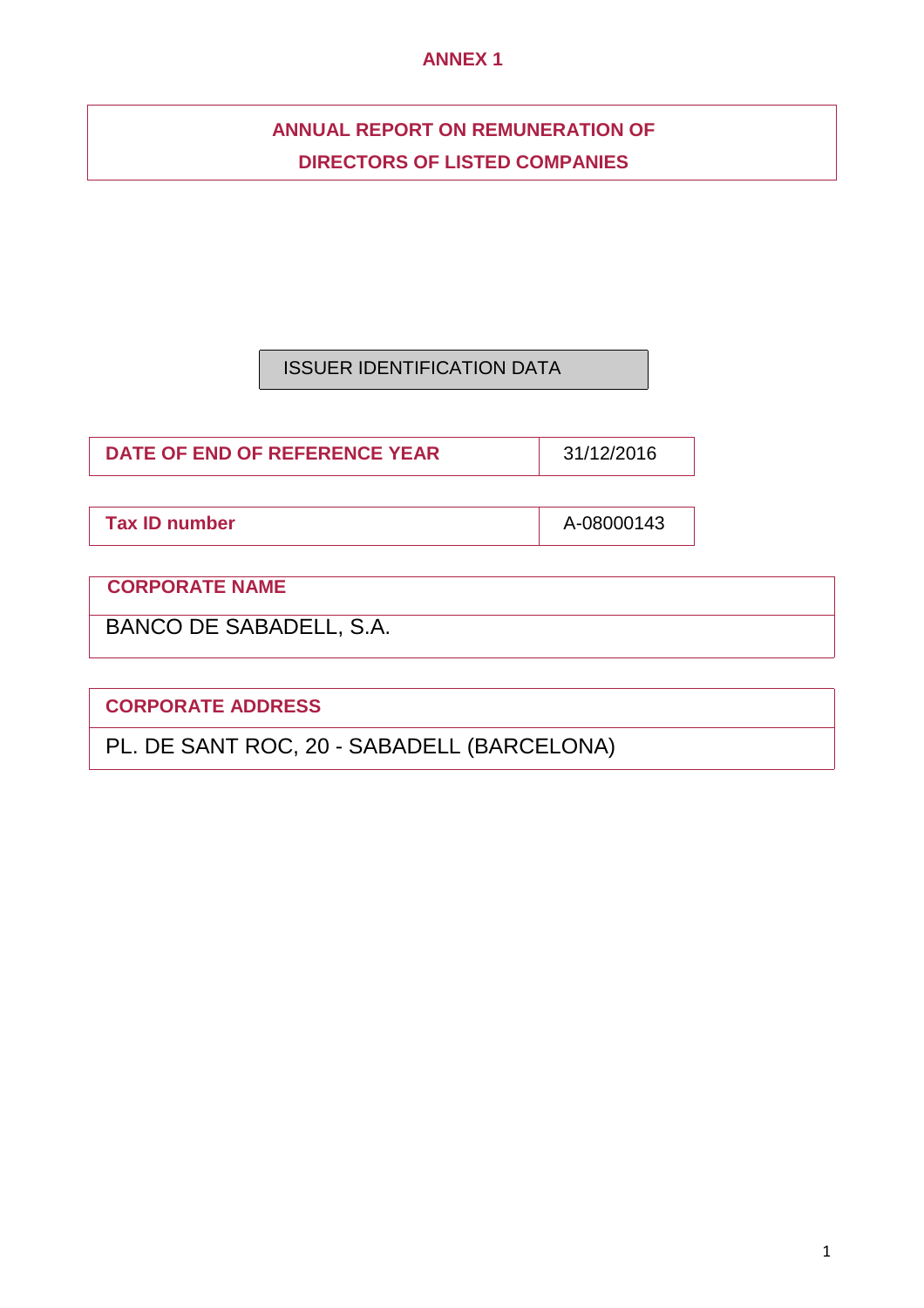# ANNEX 1

## ANNUAL REPORT ON REMUNERATION OF DIRECTORS OF LISTED COMPANIES

ISSUER IDENTIFICATION DATA

| DATE OF END OF REFERENCE YEAR | 31/12/2016 |
|---|---|

| Tax ID number | A-08000143 |
|---|---|

| CORPORATE NAME |
|---|
| BANCO DE SABADELL, S.A. |

| CORPORATE ADDRESS |
|---|
| PL. DE SANT ROC, 20 - SABADELL (BARCELONA) |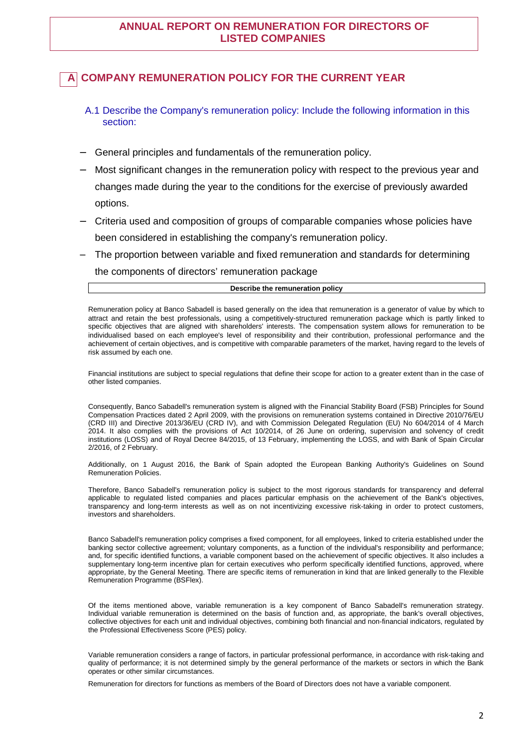# ANNUAL REPORT ON REMUNERATION FOR DIRECTORS OF LISTED COMPANIES

## A COMPANY REMUNERATION POLICY FOR THE CURRENT YEAR

### A.1 Describe the Company's remuneration policy: Include the following information in this section:

- General principles and fundamentals of the remuneration policy.
- Most significant changes in the remuneration policy with respect to the previous year and changes made during the year to the conditions for the exercise of previously awarded options.
- Criteria used and composition of groups of comparable companies whose policies have been considered in establishing the company's remuneration policy.
- The proportion between variable and fixed remuneration and standards for determining the components of directors' remuneration package

**Describe the remuneration policy**

Remuneration policy at Banco Sabadell is based generally on the idea that remuneration is a generator of value by which to attract and retain the best professionals, using a competitively-structured remuneration package which is partly linked to specific objectives that are aligned with shareholders' interests. The compensation system allows for remuneration to be individualised based on each employee's level of responsibility and their contribution, professional performance and the achievement of certain objectives, and is competitive with comparable parameters of the market, having regard to the levels of risk assumed by each one.

Financial institutions are subject to special regulations that define their scope for action to a greater extent than in the case of other listed companies.

Consequently, Banco Sabadell's remuneration system is aligned with the Financial Stability Board (FSB) Principles for Sound Compensation Practices dated 2 April 2009, with the provisions on remuneration systems contained in Directive 2010/76/EU (CRD III) and Directive 2013/36/EU (CRD IV), and with Commission Delegated Regulation (EU) No 604/2014 of 4 March 2014. It also complies with the provisions of Act 10/2014, of 26 June on ordering, supervision and solvency of credit institutions (LOSS) and of Royal Decree 84/2015, of 13 February, implementing the LOSS, and with Bank of Spain Circular 2/2016, of 2 February.

Additionally, on 1 August 2016, the Bank of Spain adopted the European Banking Authority's Guidelines on Sound Remuneration Policies.

Therefore, Banco Sabadell's remuneration policy is subject to the most rigorous standards for transparency and deferral applicable to regulated listed companies and places particular emphasis on the achievement of the Bank's objectives, transparency and long-term interests as well as on not incentivizing excessive risk-taking in order to protect customers, investors and shareholders.

Banco Sabadell's remuneration policy comprises a fixed component, for all employees, linked to criteria established under the banking sector collective agreement; voluntary components, as a function of the individual's responsibility and performance; and, for specific identified functions, a variable component based on the achievement of specific objectives. It also includes a supplementary long-term incentive plan for certain executives who perform specifically identified functions, approved, where appropriate, by the General Meeting. There are specific items of remuneration in kind that are linked generally to the Flexible Remuneration Programme (BSFlex).

Of the items mentioned above, variable remuneration is a key component of Banco Sabadell's remuneration strategy. Individual variable remuneration is determined on the basis of function and, as appropriate, the bank's overall objectives, collective objectives for each unit and individual objectives, combining both financial and non-financial indicators, regulated by the Professional Effectiveness Score (PES) policy.

Variable remuneration considers a range of factors, in particular professional performance, in accordance with risk-taking and quality of performance; it is not determined simply by the general performance of the markets or sectors in which the Bank operates or other similar circumstances.

Remuneration for directors for functions as members of the Board of Directors does not have a variable component.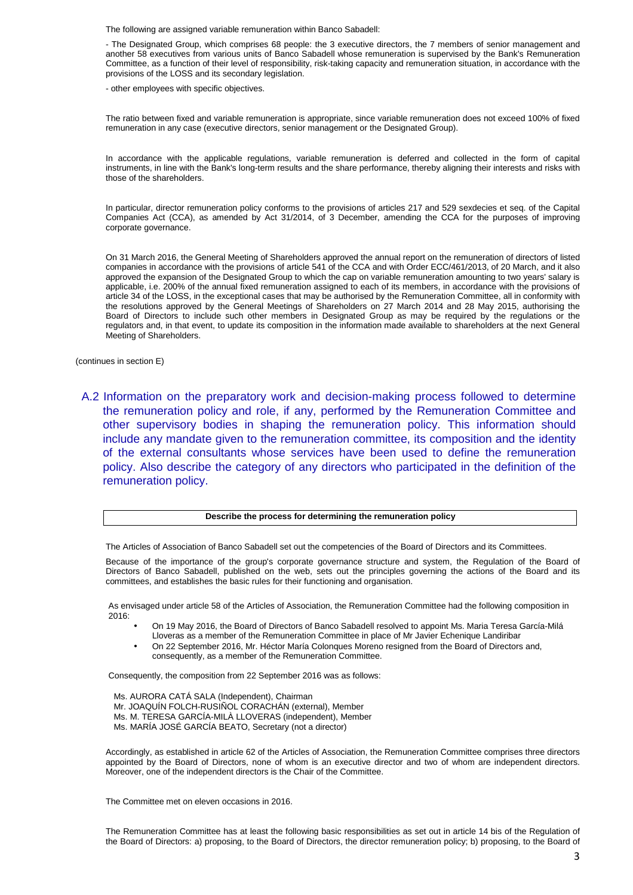The following are assigned variable remuneration within Banco Sabadell:

- The Designated Group, which comprises 68 people: the 3 executive directors, the 7 members of senior management and another 58 executives from various units of Banco Sabadell whose remuneration is supervised by the Bank's Remuneration Committee, as a function of their level of responsibility, risk-taking capacity and remuneration situation, in accordance with the provisions of the LOSS and its secondary legislation.

- other employees with specific objectives.

The ratio between fixed and variable remuneration is appropriate, since variable remuneration does not exceed 100% of fixed remuneration in any case (executive directors, senior management or the Designated Group).

In accordance with the applicable regulations, variable remuneration is deferred and collected in the form of capital instruments, in line with the Bank's long-term results and the share performance, thereby aligning their interests and risks with those of the shareholders.

In particular, director remuneration policy conforms to the provisions of articles 217 and 529 sexdecies et seq. of the Capital Companies Act (CCA), as amended by Act 31/2014, of 3 December, amending the CCA for the purposes of improving corporate governance.

On 31 March 2016, the General Meeting of Shareholders approved the annual report on the remuneration of directors of listed companies in accordance with the provisions of article 541 of the CCA and with Order ECC/461/2013, of 20 March, and it also approved the expansion of the Designated Group to which the cap on variable remuneration amounting to two years' salary is applicable, i.e. 200% of the annual fixed remuneration assigned to each of its members, in accordance with the provisions of article 34 of the LOSS, in the exceptional cases that may be authorised by the Remuneration Committee, all in conformity with the resolutions approved by the General Meetings of Shareholders on 27 March 2014 and 28 May 2015, authorising the Board of Directors to include such other members in Designated Group as may be required by the regulations or the regulators and, in that event, to update its composition in the information made available to shareholders at the next General Meeting of Shareholders.

(continues in section E)

## A.2 Information on the preparatory work and decision-making process followed to determine the remuneration policy and role, if any, performed by the Remuneration Committee and other supervisory bodies in shaping the remuneration policy. This information should include any mandate given to the remuneration committee, its composition and the identity of the external consultants whose services have been used to define the remuneration policy. Also describe the category of any directors who participated in the definition of the remuneration policy.

| **Describe the process for determining the remuneration policy** |
| --- |

The Articles of Association of Banco Sabadell set out the competencies of the Board of Directors and its Committees.

Because of the importance of the group's corporate governance structure and system, the Regulation of the Board of Directors of Banco Sabadell, published on the web, sets out the principles governing the actions of the Board and its committees, and establishes the basic rules for their functioning and organisation.

As envisaged under article 58 of the Articles of Association, the Remuneration Committee had the following composition in 2016:

- On 19 May 2016, the Board of Directors of Banco Sabadell resolved to appoint Ms. Maria Teresa García-Milá Lloveras as a member of the Remuneration Committee in place of Mr Javier Echenique Landiribar
- On 22 September 2016, Mr. Héctor María Colonques Moreno resigned from the Board of Directors and, consequently, as a member of the Remuneration Committee.

Consequently, the composition from 22 September 2016 was as follows:

Ms. AURORA CATÁ SALA (Independent), Chairman
Mr. JOAQUÍN FOLCH-RUSIÑOL CORACHÁN (external), Member
Ms. M. TERESA GARCÍA-MILÀ LLOVERAS (independent), Member
Ms. MARÍA JOSÉ GARCÍA BEATO, Secretary (not a director)

Accordingly, as established in article 62 of the Articles of Association, the Remuneration Committee comprises three directors appointed by the Board of Directors, none of whom is an executive director and two of whom are independent directors. Moreover, one of the independent directors is the Chair of the Committee.

The Committee met on eleven occasions in 2016.

The Remuneration Committee has at least the following basic responsibilities as set out in article 14 bis of the Regulation of the Board of Directors: a) proposing, to the Board of Directors, the director remuneration policy; b) proposing, to the Board of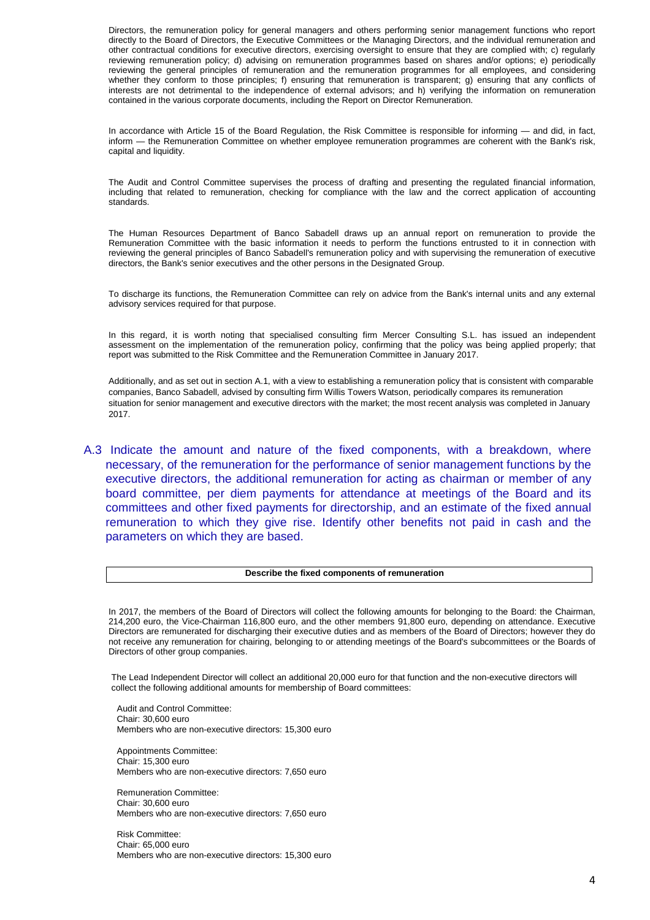Directors, the remuneration policy for general managers and others performing senior management functions who report directly to the Board of Directors, the Executive Committees or the Managing Directors, and the individual remuneration and other contractual conditions for executive directors, exercising oversight to ensure that they are complied with; c) regularly reviewing remuneration policy; d) advising on remuneration programmes based on shares and/or options; e) periodically reviewing the general principles of remuneration and the remuneration programmes for all employees, and considering whether they conform to those principles; f) ensuring that remuneration is transparent; g) ensuring that any conflicts of interests are not detrimental to the independence of external advisors; and h) verifying the information on remuneration contained in the various corporate documents, including the Report on Director Remuneration.

In accordance with Article 15 of the Board Regulation, the Risk Committee is responsible for informing — and did, in fact, inform — the Remuneration Committee on whether employee remuneration programmes are coherent with the Bank's risk, capital and liquidity.

The Audit and Control Committee supervises the process of drafting and presenting the regulated financial information, including that related to remuneration, checking for compliance with the law and the correct application of accounting standards.

The Human Resources Department of Banco Sabadell draws up an annual report on remuneration to provide the Remuneration Committee with the basic information it needs to perform the functions entrusted to it in connection with reviewing the general principles of Banco Sabadell's remuneration policy and with supervising the remuneration of executive directors, the Bank's senior executives and the other persons in the Designated Group.

To discharge its functions, the Remuneration Committee can rely on advice from the Bank's internal units and any external advisory services required for that purpose.

In this regard, it is worth noting that specialised consulting firm Mercer Consulting S.L. has issued an independent assessment on the implementation of the remuneration policy, confirming that the policy was being applied properly; that report was submitted to the Risk Committee and the Remuneration Committee in January 2017.

Additionally, and as set out in section A.1, with a view to establishing a remuneration policy that is consistent with comparable companies, Banco Sabadell, advised by consulting firm Willis Towers Watson, periodically compares its remuneration situation for senior management and executive directors with the market; the most recent analysis was completed in January 2017.

## A.3 Indicate the amount and nature of the fixed components, with a breakdown, where necessary, of the remuneration for the performance of senior management functions by the executive directors, the additional remuneration for acting as chairman or member of any board committee, per diem payments for attendance at meetings of the Board and its committees and other fixed payments for directorship, and an estimate of the fixed annual remuneration to which they give rise. Identify other benefits not paid in cash and the parameters on which they are based.

| Describe the fixed components of remuneration |
|---|

In 2017, the members of the Board of Directors will collect the following amounts for belonging to the Board: the Chairman, 214,200 euro, the Vice-Chairman 116,800 euro, and the other members 91,800 euro, depending on attendance. Executive Directors are remunerated for discharging their executive duties and as members of the Board of Directors; however they do not receive any remuneration for chairing, belonging to or attending meetings of the Board's subcommittees or the Boards of Directors of other group companies.

The Lead Independent Director will collect an additional 20,000 euro for that function and the non-executive directors will collect the following additional amounts for membership of Board committees:

Audit and Control Committee:
Chair: 30,600 euro
Members who are non-executive directors: 15,300 euro

Appointments Committee:
Chair: 15,300 euro
Members who are non-executive directors: 7,650 euro

Remuneration Committee:
Chair: 30,600 euro
Members who are non-executive directors: 7,650 euro

Risk Committee:
Chair: 65,000 euro
Members who are non-executive directors: 15,300 euro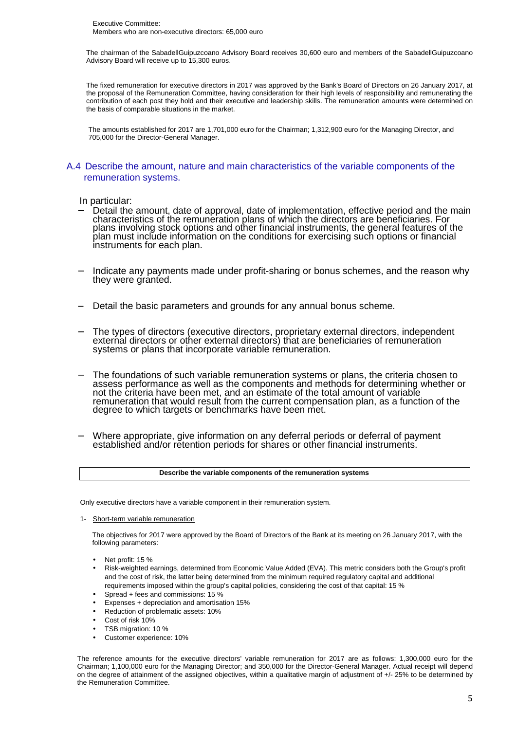Executive Committee:
Members who are non-executive directors: 65,000 euro

The chairman of the SabadellGuipuzcoano Advisory Board receives 30,600 euro and members of the SabadellGuipuzcoano Advisory Board will receive up to 15,300 euros.

The fixed remuneration for executive directors in 2017 was approved by the Bank's Board of Directors on 26 January 2017, at the proposal of the Remuneration Committee, having consideration for their high levels of responsibility and remunerating the contribution of each post they hold and their executive and leadership skills. The remuneration amounts were determined on the basis of comparable situations in the market.

The amounts established for 2017 are 1,701,000 euro for the Chairman; 1,312,900 euro for the Managing Director, and 705,000 for the Director-General Manager.

## A.4 Describe the amount, nature and main characteristics of the variable components of the remuneration systems.

In particular:

- Detail the amount, date of approval, date of implementation, effective period and the main characteristics of the remuneration plans of which the directors are beneficiaries. For plans involving stock options and other financial instruments, the general features of the plan must include information on the conditions for exercising such options or financial instruments for each plan.
- Indicate any payments made under profit-sharing or bonus schemes, and the reason why they were granted.
- Detail the basic parameters and grounds for any annual bonus scheme.
- The types of directors (executive directors, proprietary external directors, independent external directors or other external directors) that are beneficiaries of remuneration systems or plans that incorporate variable remuneration.
- The foundations of such variable remuneration systems or plans, the criteria chosen to assess performance as well as the components and methods for determining whether or not the criteria have been met, and an estimate of the total amount of variable remuneration that would result from the current compensation plan, as a function of the degree to which targets or benchmarks have been met.
- Where appropriate, give information on any deferral periods or deferral of payment established and/or retention periods for shares or other financial instruments.

| **Describe the variable components of the remuneration systems** |
|---|

Only executive directors have a variable component in their remuneration system.

1- Short-term variable remuneration

The objectives for 2017 were approved by the Board of Directors of the Bank at its meeting on 26 January 2017, with the following parameters:

- Net profit: 15 %
- Risk-weighted earnings, determined from Economic Value Added (EVA). This metric considers both the Group's profit and the cost of risk, the latter being determined from the minimum required regulatory capital and additional requirements imposed within the group's capital policies, considering the cost of that capital: 15 %
- Spread + fees and commissions: 15 %
- Expenses + depreciation and amortisation 15%
- Reduction of problematic assets: 10%
- Cost of risk 10%
- TSB migration: 10 %
- Customer experience: 10%

The reference amounts for the executive directors' variable remuneration for 2017 are as follows: 1,300,000 euro for the Chairman; 1,100,000 euro for the Managing Director; and 350,000 for the Director-General Manager. Actual receipt will depend on the degree of attainment of the assigned objectives, within a qualitative margin of adjustment of +/- 25% to be determined by the Remuneration Committee.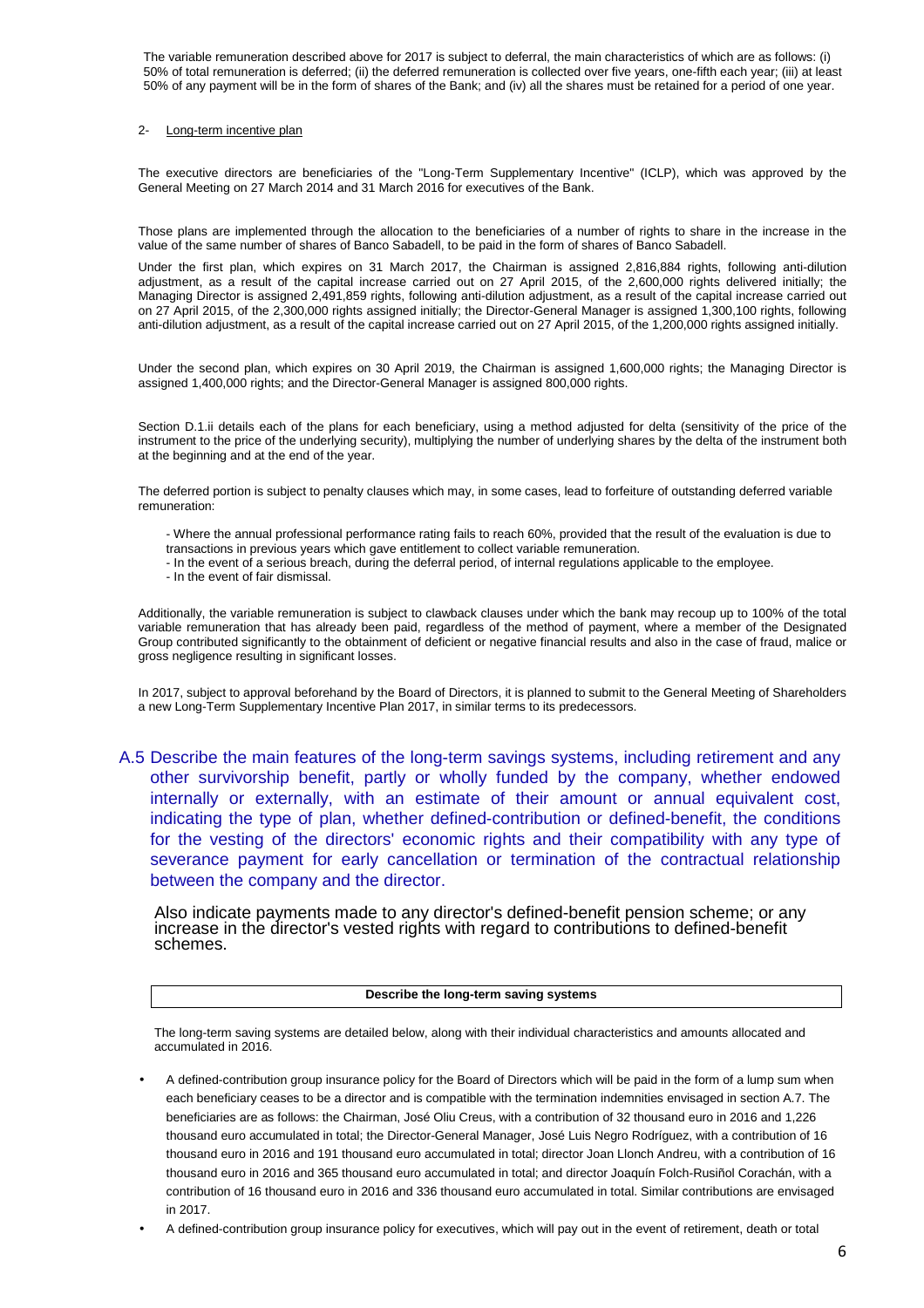The variable remuneration described above for 2017 is subject to deferral, the main characteristics of which are as follows: (i) 50% of total remuneration is deferred; (ii) the deferred remuneration is collected over five years, one-fifth each year; (iii) at least 50% of any payment will be in the form of shares of the Bank; and (iv) all the shares must be retained for a period of one year.

2- Long-term incentive plan

The executive directors are beneficiaries of the "Long-Term Supplementary Incentive" (ICLP), which was approved by the General Meeting on 27 March 2014 and 31 March 2016 for executives of the Bank.

Those plans are implemented through the allocation to the beneficiaries of a number of rights to share in the increase in the value of the same number of shares of Banco Sabadell, to be paid in the form of shares of Banco Sabadell.

Under the first plan, which expires on 31 March 2017, the Chairman is assigned 2,816,884 rights, following anti-dilution adjustment, as a result of the capital increase carried out on 27 April 2015, of the 2,600,000 rights delivered initially; the Managing Director is assigned 2,491,859 rights, following anti-dilution adjustment, as a result of the capital increase carried out on 27 April 2015, of the 2,300,000 rights assigned initially; the Director-General Manager is assigned 1,300,100 rights, following anti-dilution adjustment, as a result of the capital increase carried out on 27 April 2015, of the 1,200,000 rights assigned initially.

Under the second plan, which expires on 30 April 2019, the Chairman is assigned 1,600,000 rights; the Managing Director is assigned 1,400,000 rights; and the Director-General Manager is assigned 800,000 rights.

Section D.1.ii details each of the plans for each beneficiary, using a method adjusted for delta (sensitivity of the price of the instrument to the price of the underlying security), multiplying the number of underlying shares by the delta of the instrument both at the beginning and at the end of the year.

The deferred portion is subject to penalty clauses which may, in some cases, lead to forfeiture of outstanding deferred variable remuneration:

- Where the annual professional performance rating fails to reach 60%, provided that the result of the evaluation is due to transactions in previous years which gave entitlement to collect variable remuneration.
- In the event of a serious breach, during the deferral period, of internal regulations applicable to the employee.
- In the event of fair dismissal.

Additionally, the variable remuneration is subject to clawback clauses under which the bank may recoup up to 100% of the total variable remuneration that has already been paid, regardless of the method of payment, where a member of the Designated Group contributed significantly to the obtainment of deficient or negative financial results and also in the case of fraud, malice or gross negligence resulting in significant losses.

In 2017, subject to approval beforehand by the Board of Directors, it is planned to submit to the General Meeting of Shareholders a new Long-Term Supplementary Incentive Plan 2017, in similar terms to its predecessors.

## A.5 Describe the main features of the long-term savings systems, including retirement and any other survivorship benefit, partly or wholly funded by the company, whether endowed internally or externally, with an estimate of their amount or annual equivalent cost, indicating the type of plan, whether defined-contribution or defined-benefit, the conditions for the vesting of the directors' economic rights and their compatibility with any type of severance payment for early cancellation or termination of the contractual relationship between the company and the director.

Also indicate payments made to any director's defined-benefit pension scheme; or any increase in the director's vested rights with regard to contributions to defined-benefit schemes.

| Describe the long-term saving systems |
| --- |

The long-term saving systems are detailed below, along with their individual characteristics and amounts allocated and accumulated in 2016.

- A defined-contribution group insurance policy for the Board of Directors which will be paid in the form of a lump sum when each beneficiary ceases to be a director and is compatible with the termination indemnities envisaged in section A.7. The beneficiaries are as follows: the Chairman, José Oliu Creus, with a contribution of 32 thousand euro in 2016 and 1,226 thousand euro accumulated in total; the Director-General Manager, José Luis Negro Rodríguez, with a contribution of 16 thousand euro in 2016 and 191 thousand euro accumulated in total; director Joan Llonch Andreu, with a contribution of 16 thousand euro in 2016 and 365 thousand euro accumulated in total; and director Joaquín Folch-Rusiñol Corachán, with a contribution of 16 thousand euro in 2016 and 336 thousand euro accumulated in total. Similar contributions are envisaged in 2017.
- A defined-contribution group insurance policy for executives, which will pay out in the event of retirement, death or total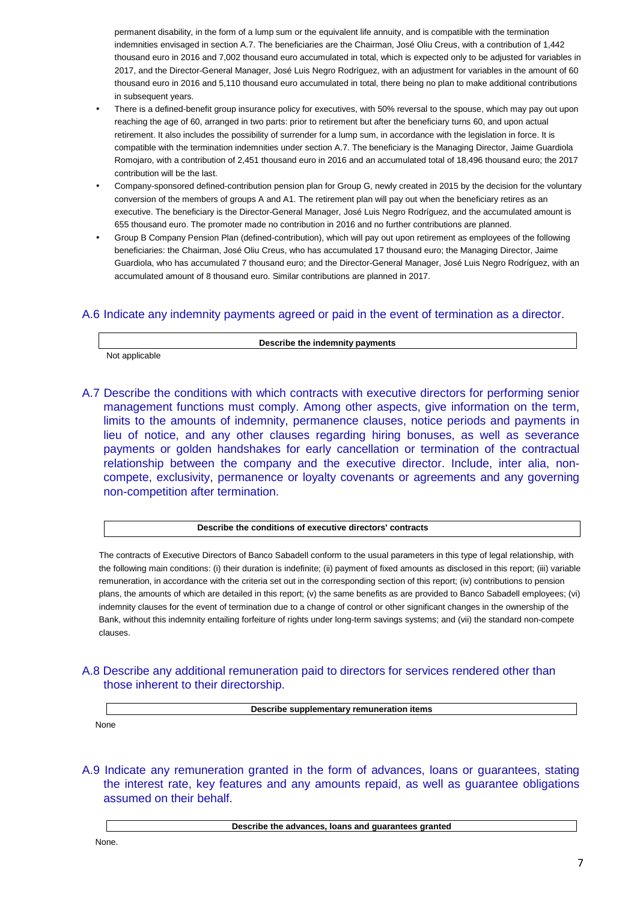permanent disability, in the form of a lump sum or the equivalent life annuity, and is compatible with the termination indemnities envisaged in section A.7. The beneficiaries are the Chairman, José Oliu Creus, with a contribution of 1,442 thousand euro in 2016 and 7,002 thousand euro accumulated in total, which is expected only to be adjusted for variables in 2017, and the Director-General Manager, José Luis Negro Rodríguez, with an adjustment for variables in the amount of 60 thousand euro in 2016 and 5,110 thousand euro accumulated in total, there being no plan to make additional contributions in subsequent years.

- There is a defined-benefit group insurance policy for executives, with 50% reversal to the spouse, which may pay out upon reaching the age of 60, arranged in two parts: prior to retirement but after the beneficiary turns 60, and upon actual retirement. It also includes the possibility of surrender for a lump sum, in accordance with the legislation in force. It is compatible with the termination indemnities under section A.7. The beneficiary is the Managing Director, Jaime Guardiola Romojaro, with a contribution of 2,451 thousand euro in 2016 and an accumulated total of 18,496 thousand euro; the 2017 contribution will be the last.
- Company-sponsored defined-contribution pension plan for Group G, newly created in 2015 by the decision for the voluntary conversion of the members of groups A and A1. The retirement plan will pay out when the beneficiary retires as an executive. The beneficiary is the Director-General Manager, José Luis Negro Rodríguez, and the accumulated amount is 655 thousand euro. The promoter made no contribution in 2016 and no further contributions are planned.
- Group B Company Pension Plan (defined-contribution), which will pay out upon retirement as employees of the following beneficiaries: the Chairman, José Oliu Creus, who has accumulated 17 thousand euro; the Managing Director, Jaime Guardiola, who has accumulated 7 thousand euro; and the Director-General Manager, José Luis Negro Rodríguez, with an accumulated amount of 8 thousand euro. Similar contributions are planned in 2017.

## A.6 Indicate any indemnity payments agreed or paid in the event of termination as a director.

| Describe the indemnity payments |
|---|
| Not applicable |

## A.7 Describe the conditions with which contracts with executive directors for performing senior management functions must comply. Among other aspects, give information on the term, limits to the amounts of indemnity, permanence clauses, notice periods and payments in lieu of notice, and any other clauses regarding hiring bonuses, as well as severance payments or golden handshakes for early cancellation or termination of the contractual relationship between the company and the executive director. Include, inter alia, non-compete, exclusivity, permanence or loyalty covenants or agreements and any governing non-competition after termination.

| Describe the conditions of executive directors' contracts |
|---|
| The contracts of Executive Directors of Banco Sabadell conform to the usual parameters in this type of legal relationship, with the following main conditions: (i) their duration is indefinite; (ii) payment of fixed amounts as disclosed in this report; (iii) variable remuneration, in accordance with the criteria set out in the corresponding section of this report; (iv) contributions to pension plans, the amounts of which are detailed in this report; (v) the same benefits as are provided to Banco Sabadell employees; (vi) indemnity clauses for the event of termination due to a change of control or other significant changes in the ownership of the Bank, without this indemnity entailing forfeiture of rights under long-term savings systems; and (vii) the standard non-compete clauses. |

## A.8 Describe any additional remuneration paid to directors for services rendered other than those inherent to their directorship.

| Describe supplementary remuneration items |
|---|
| None |

## A.9 Indicate any remuneration granted in the form of advances, loans or guarantees, stating the interest rate, key features and any amounts repaid, as well as guarantee obligations assumed on their behalf.

| Describe the advances, loans and guarantees granted |
|---|
| None. |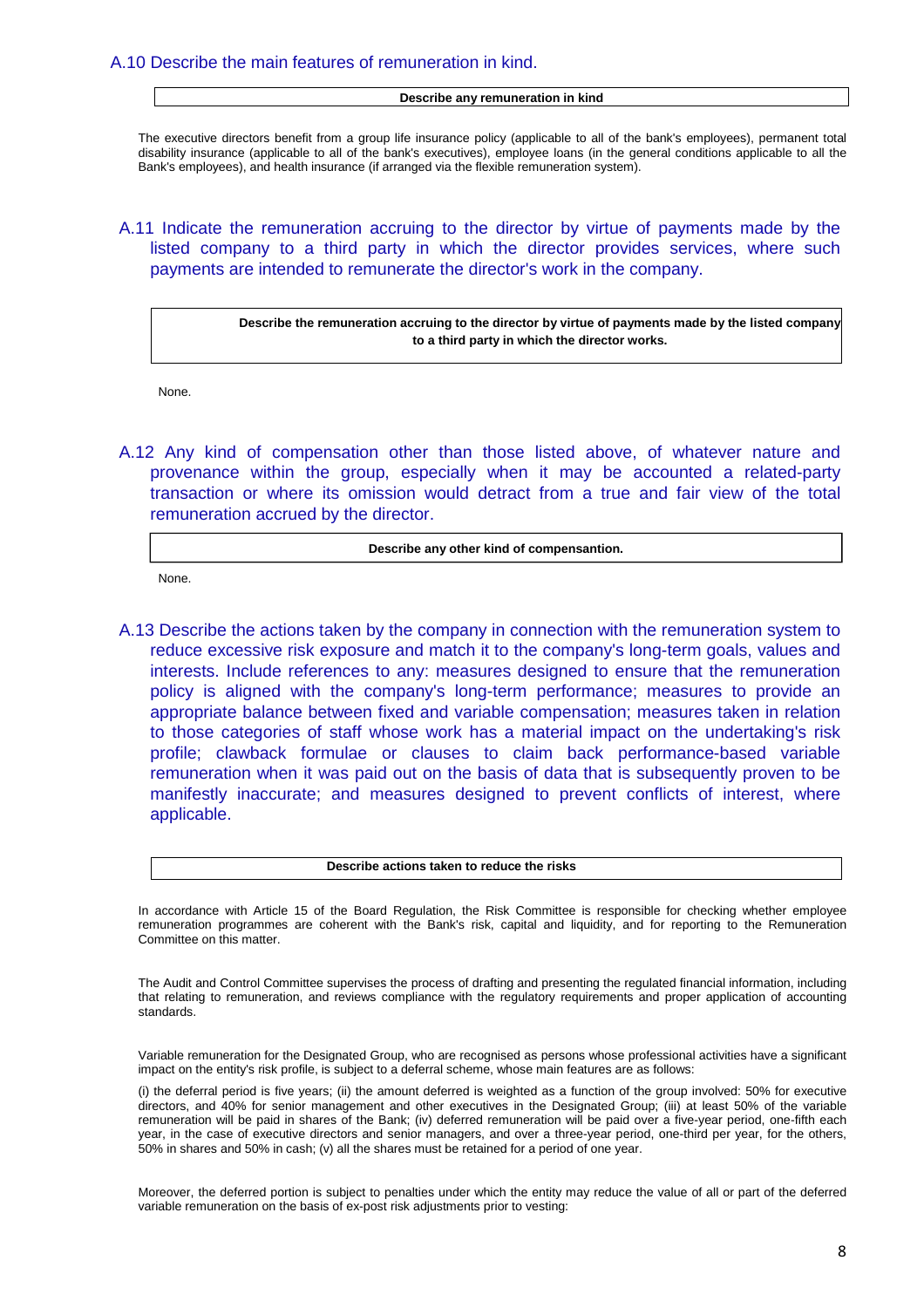### A.10 Describe the main features of remuneration in kind.

| Describe any remuneration in kind |
|---|

The executive directors benefit from a group life insurance policy (applicable to all of the bank's employees), permanent total disability insurance (applicable to all of the bank's executives), employee loans (in the general conditions applicable to all the Bank's employees), and health insurance (if arranged via the flexible remuneration system).

### A.11 Indicate the remuneration accruing to the director by virtue of payments made by the listed company to a third party in which the director provides services, where such payments are intended to remunerate the director's work in the company.

| Describe the remuneration accruing to the director by virtue of payments made by the listed company to a third party in which the director works. |
|---|

None.

### A.12 Any kind of compensation other than those listed above, of whatever nature and provenance within the group, especially when it may be accounted a related-party transaction or where its omission would detract from a true and fair view of the total remuneration accrued by the director.

| Describe any other kind of compensantion. |
|---|

None.

### A.13 Describe the actions taken by the company in connection with the remuneration system to reduce excessive risk exposure and match it to the company's long-term goals, values and interests. Include references to any: measures designed to ensure that the remuneration policy is aligned with the company's long-term performance; measures to provide an appropriate balance between fixed and variable compensation; measures taken in relation to those categories of staff whose work has a material impact on the undertaking's risk profile; clawback formulae or clauses to claim back performance-based variable remuneration when it was paid out on the basis of data that is subsequently proven to be manifestly inaccurate; and measures designed to prevent conflicts of interest, where applicable.

| Describe actions taken to reduce the risks |
|---|

In accordance with Article 15 of the Board Regulation, the Risk Committee is responsible for checking whether employee remuneration programmes are coherent with the Bank's risk, capital and liquidity, and for reporting to the Remuneration Committee on this matter.

The Audit and Control Committee supervises the process of drafting and presenting the regulated financial information, including that relating to remuneration, and reviews compliance with the regulatory requirements and proper application of accounting standards.

Variable remuneration for the Designated Group, who are recognised as persons whose professional activities have a significant impact on the entity's risk profile, is subject to a deferral scheme, whose main features are as follows:

(i) the deferral period is five years; (ii) the amount deferred is weighted as a function of the group involved: 50% for executive directors, and 40% for senior management and other executives in the Designated Group; (iii) at least 50% of the variable remuneration will be paid in shares of the Bank; (iv) deferred remuneration will be paid over a five-year period, one-fifth each year, in the case of executive directors and senior managers, and over a three-year period, one-third per year, for the others, 50% in shares and 50% in cash; (v) all the shares must be retained for a period of one year.

Moreover, the deferred portion is subject to penalties under which the entity may reduce the value of all or part of the deferred variable remuneration on the basis of ex-post risk adjustments prior to vesting: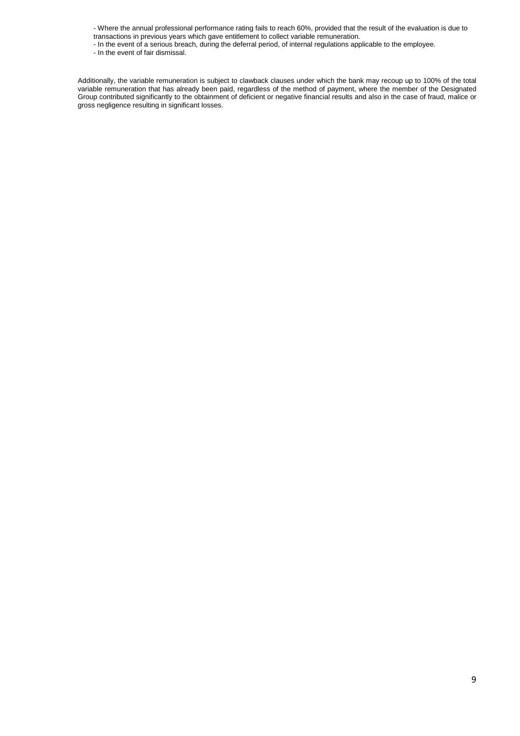- Where the annual professional performance rating fails to reach 60%, provided that the result of the evaluation is due to transactions in previous years which gave entitlement to collect variable remuneration.
- In the event of a serious breach, during the deferral period, of internal regulations applicable to the employee.
- In the event of fair dismissal.

Additionally, the variable remuneration is subject to clawback clauses under which the bank may recoup up to 100% of the total variable remuneration that has already been paid, regardless of the method of payment, where the member of the Designated Group contributed significantly to the obtainment of deficient or negative financial results and also in the case of fraud, malice or gross negligence resulting in significant losses.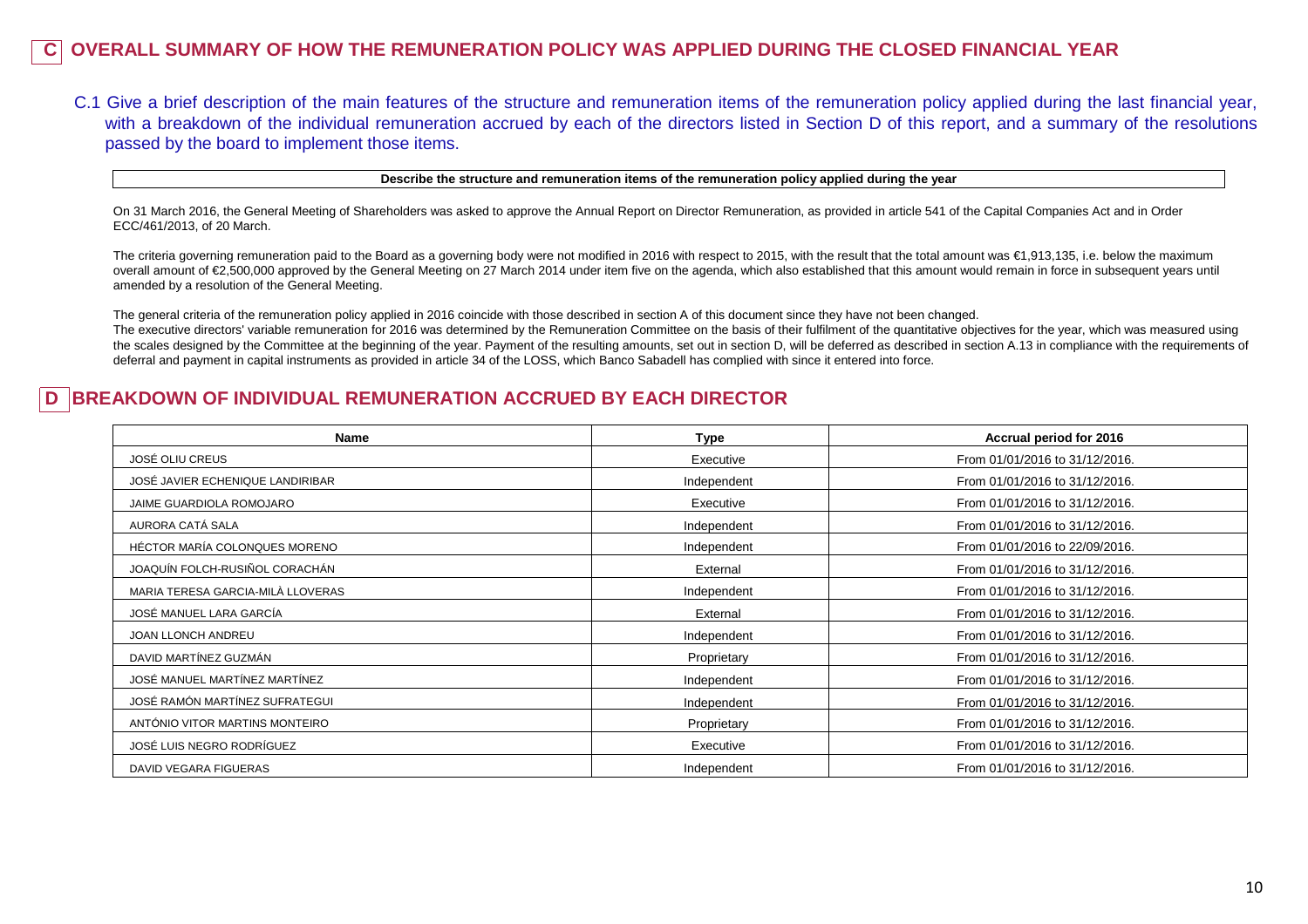## C OVERALL SUMMARY OF HOW THE REMUNERATION POLICY WAS APPLIED DURING THE CLOSED FINANCIAL YEAR

C.1 Give a brief description of the main features of the structure and remuneration items of the remuneration policy applied during the last financial year, with a breakdown of the individual remuneration accrued by each of the directors listed in Section D of this report, and a summary of the resolutions passed by the board to implement those items.

| Describe the structure and remuneration items of the remuneration policy applied during the year |
|---|

On 31 March 2016, the General Meeting of Shareholders was asked to approve the Annual Report on Director Remuneration, as provided in article 541 of the Capital Companies Act and in Order ECC/461/2013, of 20 March.

The criteria governing remuneration paid to the Board as a governing body were not modified in 2016 with respect to 2015, with the result that the total amount was €1,913,135, i.e. below the maximum overall amount of €2,500,000 approved by the General Meeting on 27 March 2014 under item five on the agenda, which also established that this amount would remain in force in subsequent years until amended by a resolution of the General Meeting.

The general criteria of the remuneration policy applied in 2016 coincide with those described in section A of this document since they have not been changed.
The executive directors' variable remuneration for 2016 was determined by the Remuneration Committee on the basis of their fulfilment of the quantitative objectives for the year, which was measured using the scales designed by the Committee at the beginning of the year. Payment of the resulting amounts, set out in section D, will be deferred as described in section A.13 in compliance with the requirements of deferral and payment in capital instruments as provided in article 34 of the LOSS, which Banco Sabadell has complied with since it entered into force.

## D BREAKDOWN OF INDIVIDUAL REMUNERATION ACCRUED BY EACH DIRECTOR

| Name | Type | Accrual period for 2016 |
|---|---|---|
| JOSÉ OLIU CREUS | Executive | From 01/01/2016 to 31/12/2016. |
| JOSÉ JAVIER ECHENIQUE LANDIRIBAR | Independent | From 01/01/2016 to 31/12/2016. |
| JAIME GUARDIOLA ROMOJARO | Executive | From 01/01/2016 to 31/12/2016. |
| AURORA CATÁ SALA | Independent | From 01/01/2016 to 31/12/2016. |
| HÉCTOR MARÍA COLONQUES MORENO | Independent | From 01/01/2016 to 22/09/2016. |
| JOAQUÍN FOLCH-RUSIÑOL CORACHÁN | External | From 01/01/2016 to 31/12/2016. |
| MARIA TERESA GARCIA-MILÀ LLOVERAS | Independent | From 01/01/2016 to 31/12/2016. |
| JOSÉ MANUEL LARA GARCÍA | External | From 01/01/2016 to 31/12/2016. |
| JOAN LLONCH ANDREU | Independent | From 01/01/2016 to 31/12/2016. |
| DAVID MARTÍNEZ GUZMÁN | Proprietary | From 01/01/2016 to 31/12/2016. |
| JOSÉ MANUEL MARTÍNEZ MARTÍNEZ | Independent | From 01/01/2016 to 31/12/2016. |
| JOSÉ RAMÓN MARTÍNEZ SUFRATEGUI | Independent | From 01/01/2016 to 31/12/2016. |
| ANTÓNIO VITOR MARTINS MONTEIRO | Proprietary | From 01/01/2016 to 31/12/2016. |
| JOSÉ LUIS NEGRO RODRÍGUEZ | Executive | From 01/01/2016 to 31/12/2016. |
| DAVID VEGARA FIGUERAS | Independent | From 01/01/2016 to 31/12/2016. |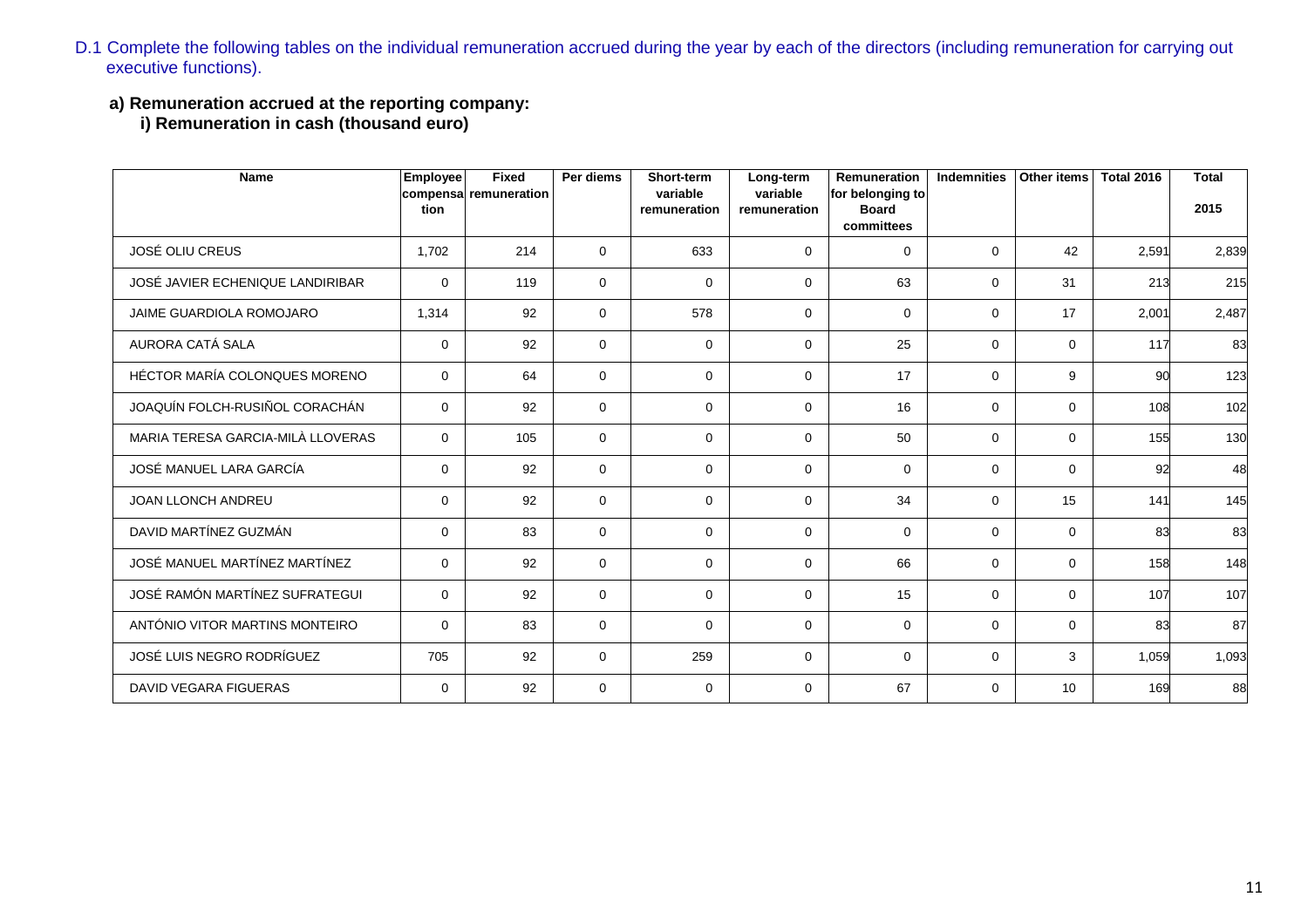D.1 Complete the following tables on the individual remuneration accrued during the year by each of the directors (including remuneration for carrying out executive functions).

**a) Remuneration accrued at the reporting company:**

**i) Remuneration in cash (thousand euro)**

| Name | Employee compensation | Fixed remuneration | Per diems | Short-term variable remuneration | Long-term variable remuneration | Remuneration for belonging to Board committees | Indemnities | Other items | Total 2016 | Total 2015 |
|---|---|---|---|---|---|---|---|---|---|---|
| JOSÉ OLIU CREUS | 1,702 | 214 | 0 | 633 | 0 | 0 | 0 | 42 | 2,591 | 2,839 |
| JOSÉ JAVIER ECHENIQUE LANDIRIBAR | 0 | 119 | 0 | 0 | 0 | 63 | 0 | 31 | 213 | 215 |
| JAIME GUARDIOLA ROMOJARO | 1,314 | 92 | 0 | 578 | 0 | 0 | 0 | 17 | 2,001 | 2,487 |
| AURORA CATÁ SALA | 0 | 92 | 0 | 0 | 0 | 25 | 0 | 0 | 117 | 83 |
| HÉCTOR MARÍA COLONQUES MORENO | 0 | 64 | 0 | 0 | 0 | 17 | 0 | 9 | 90 | 123 |
| JOAQUÍN FOLCH-RUSIÑOL CORACHÁN | 0 | 92 | 0 | 0 | 0 | 16 | 0 | 0 | 108 | 102 |
| MARIA TERESA GARCIA-MILÀ LLOVERAS | 0 | 105 | 0 | 0 | 0 | 50 | 0 | 0 | 155 | 130 |
| JOSÉ MANUEL LARA GARCÍA | 0 | 92 | 0 | 0 | 0 | 0 | 0 | 0 | 92 | 48 |
| JOAN LLONCH ANDREU | 0 | 92 | 0 | 0 | 0 | 34 | 0 | 15 | 141 | 145 |
| DAVID MARTÍNEZ GUZMÁN | 0 | 83 | 0 | 0 | 0 | 0 | 0 | 0 | 83 | 83 |
| JOSÉ MANUEL MARTÍNEZ MARTÍNEZ | 0 | 92 | 0 | 0 | 0 | 66 | 0 | 0 | 158 | 148 |
| JOSÉ RAMÓN MARTÍNEZ SUFRATEGUI | 0 | 92 | 0 | 0 | 0 | 15 | 0 | 0 | 107 | 107 |
| ANTÓNIO VITOR MARTINS MONTEIRO | 0 | 83 | 0 | 0 | 0 | 0 | 0 | 0 | 83 | 87 |
| JOSÉ LUIS NEGRO RODRÍGUEZ | 705 | 92 | 0 | 259 | 0 | 0 | 0 | 3 | 1,059 | 1,093 |
| DAVID VEGARA FIGUERAS | 0 | 92 | 0 | 0 | 0 | 67 | 0 | 10 | 169 | 88 |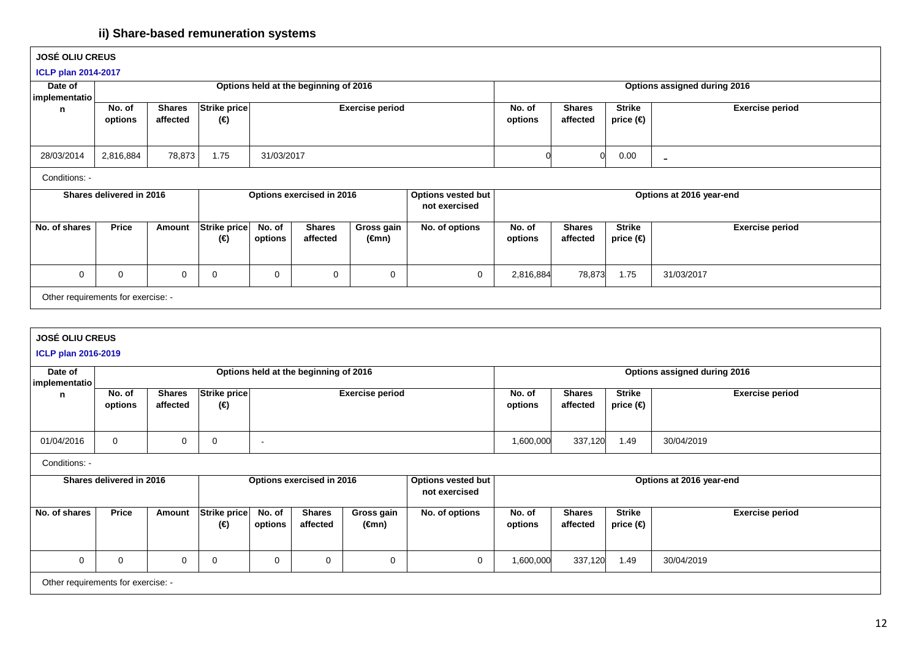## ii) Share-based remuneration systems

**JOSÉ OLIU CREUS**

**ICLP plan 2014-2017**

| Date of implementation | Options held at the beginning of 2016 | | | | Options assigned during 2016 | | | |
|---|---|---|---|---|---|---|---|---|
| | No. of options | Shares affected | Strike price (€) | Exercise period | No. of options | Shares affected | Strike price (€) | Exercise period |
| 28/03/2014 | 2,816,884 | 78,873 | 1.75 | 31/03/2017 | 0 | 0 | 0.00 | - |

Conditions: -

| Shares delivered in 2016 | | | Options exercised in 2016 | | | | Options vested but not exercised | Options at 2016 year-end | | | |
|---|---|---|---|---|---|---|---|---|---|---|---|
| No. of shares | Price | Amount | Strike price (€) | No. of options | Shares affected | Gross gain (€mn) | No. of options | No. of options | Shares affected | Strike price (€) | Exercise period |
| 0 | 0 | 0 | 0 | 0 | 0 | 0 | 0 | 2,816,884 | 78,873 | 1.75 | 31/03/2017 |

Other requirements for exercise: -

**JOSÉ OLIU CREUS**

**ICLP plan 2016-2019**

| Date of implementation | Options held at the beginning of 2016 | | | | Options assigned during 2016 | | | |
|---|---|---|---|---|---|---|---|---|
| | No. of options | Shares affected | Strike price (€) | Exercise period | No. of options | Shares affected | Strike price (€) | Exercise period |
| 01/04/2016 | 0 | 0 | 0 | - | 1,600,000 | 337,120 | 1.49 | 30/04/2019 |

Conditions: -

| Shares delivered in 2016 | | | Options exercised in 2016 | | | | Options vested but not exercised | Options at 2016 year-end | | | |
|---|---|---|---|---|---|---|---|---|---|---|---|
| No. of shares | Price | Amount | Strike price (€) | No. of options | Shares affected | Gross gain (€mn) | No. of options | No. of options | Shares affected | Strike price (€) | Exercise period |
| 0 | 0 | 0 | 0 | 0 | 0 | 0 | 0 | 1,600,000 | 337,120 | 1.49 | 30/04/2019 |

Other requirements for exercise: -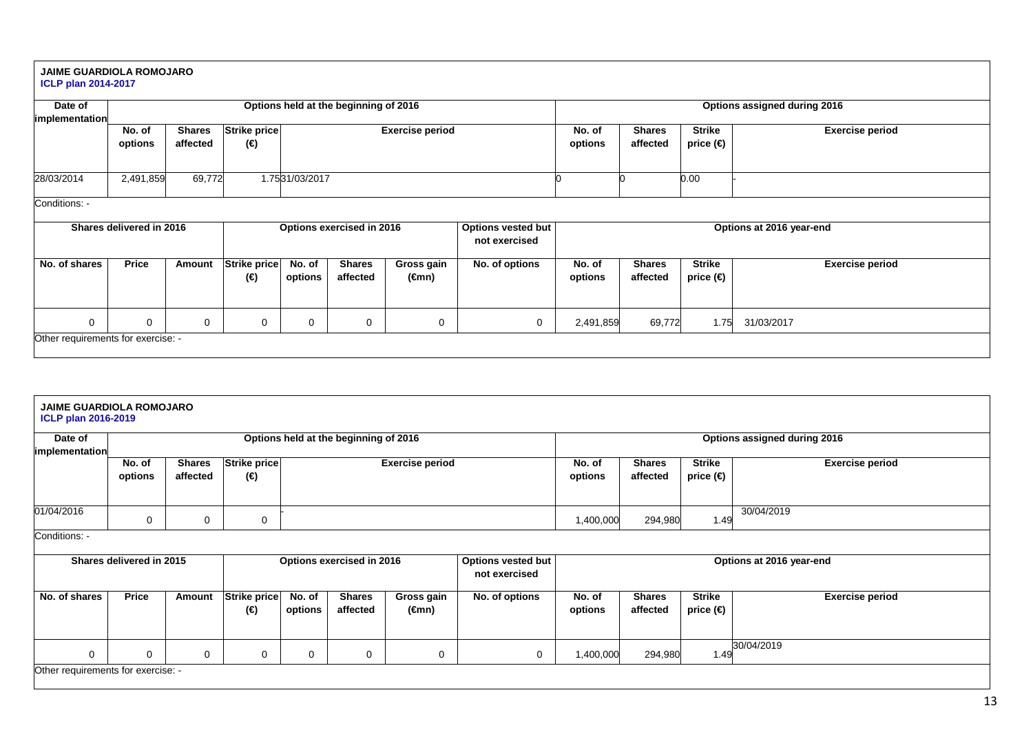**JAIME GUARDIOLA ROMOJARO**
**ICLP plan 2014-2017**

| Date of implementation | Options held at the beginning of 2016 | | | | Options assigned during 2016 | | | |
|---|---|---|---|---|---|---|---|---|
| | No. of options | Shares affected | Strike price (€) | Exercise period | No. of options | Shares affected | Strike price (€) | Exercise period |
| 28/03/2014 | 2,491,859 | 69,772 | 1.75 | 31/03/2017 | 0 | 0 | 0.00 | - |

Conditions: -

| Shares delivered in 2016 | | | Options exercised in 2016 | | | | Options vested but not exercised | Options at 2016 year-end | | | |
|---|---|---|---|---|---|---|---|---|---|---|---|
| No. of shares | Price | Amount | Strike price (€) | No. of options | Shares affected | Gross gain (€mn) | No. of options | No. of options | Shares affected | Strike price (€) | Exercise period |
| 0 | 0 | 0 | 0 | 0 | 0 | 0 | 0 | 2,491,859 | 69,772 | 1.75 | 31/03/2017 |

Other requirements for exercise: -

**JAIME GUARDIOLA ROMOJARO**
**ICLP plan 2016-2019**

| Date of implementation | Options held at the beginning of 2016 | | | | Options assigned during 2016 | | | |
|---|---|---|---|---|---|---|---|---|
| | No. of options | Shares affected | Strike price (€) | Exercise period | No. of options | Shares affected | Strike price (€) | Exercise period |
| 01/04/2016 | 0 | 0 | 0 | - | 1,400,000 | 294,980 | 1.49 | 30/04/2019 |

Conditions: -

| Shares delivered in 2015 | | | Options exercised in 2016 | | | | Options vested but not exercised | Options at 2016 year-end | | | |
|---|---|---|---|---|---|---|---|---|---|---|---|
| No. of shares | Price | Amount | Strike price (€) | No. of options | Shares affected | Gross gain (€mn) | No. of options | No. of options | Shares affected | Strike price (€) | Exercise period |
| 0 | 0 | 0 | 0 | 0 | 0 | 0 | 0 | 1,400,000 | 294,980 | 1.49 | 30/04/2019 |

Other requirements for exercise: -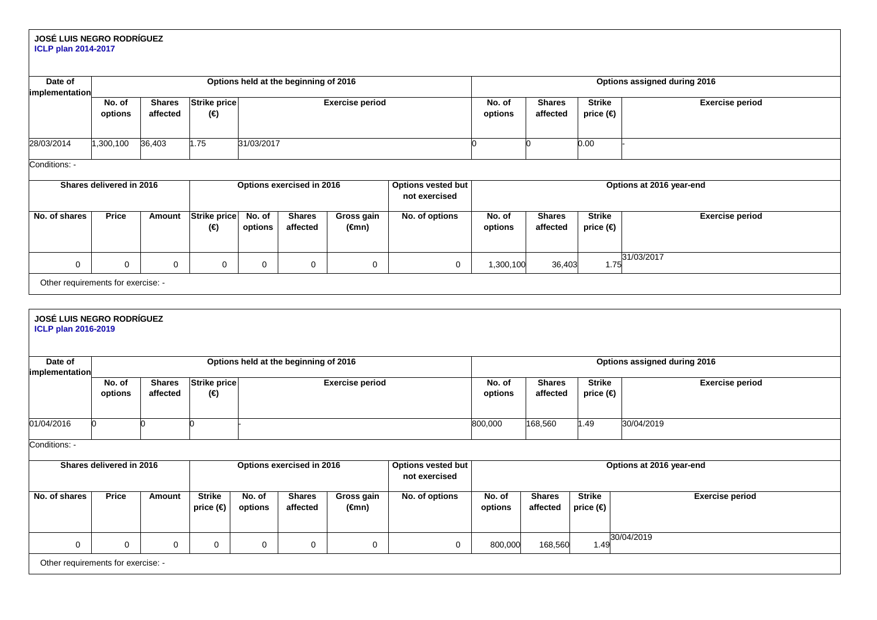**JOSÉ LUIS NEGRO RODRÍGUEZ**
**ICLP plan 2014-2017**

| Date of implementation | Options held at the beginning of 2016 | | | | Options assigned during 2016 | | | |
|---|---|---|---|---|---|---|---|---|
| | No. of options | Shares affected | Strike price (€) | Exercise period | No. of options | Shares affected | Strike price (€) | Exercise period |
| 28/03/2014 | 1,300,100 | 36,403 | 1.75 | 31/03/2017 | 0 | 0 | 0.00 | - |

Conditions: -

| Shares delivered in 2016 | | | Options exercised in 2016 | | | | Options vested but not exercised | Options at 2016 year-end | | | |
|---|---|---|---|---|---|---|---|---|---|---|---|
| No. of shares | Price | Amount | Strike price (€) | No. of options | Shares affected | Gross gain (€mn) | No. of options | No. of options | Shares affected | Strike price (€) | Exercise period |
| 0 | 0 | 0 | 0 | 0 | 0 | 0 | 0 | 1,300,100 | 36,403 | 1.75 | 31/03/2017 |

Other requirements for exercise: -

**JOSÉ LUIS NEGRO RODRÍGUEZ**
**ICLP plan 2016-2019**

| Date of implementation | Options held at the beginning of 2016 | | | | Options assigned during 2016 | | | |
|---|---|---|---|---|---|---|---|---|
| | No. of options | Shares affected | Strike price (€) | Exercise period | No. of options | Shares affected | Strike price (€) | Exercise period |
| 01/04/2016 | 0 | 0 | 0 | - | 800,000 | 168,560 | 1.49 | 30/04/2019 |

Conditions: -

| Shares delivered in 2016 | | | Options exercised in 2016 | | | | Options vested but not exercised | Options at 2016 year-end | | | |
|---|---|---|---|---|---|---|---|---|---|---|---|
| No. of shares | Price | Amount | Strike price (€) | No. of options | Shares affected | Gross gain (€mn) | No. of options | No. of options | Shares affected | Strike price (€) | Exercise period |
| 0 | 0 | 0 | 0 | 0 | 0 | 0 | 0 | 800,000 | 168,560 | 1.49 | 30/04/2019 |

Other requirements for exercise: -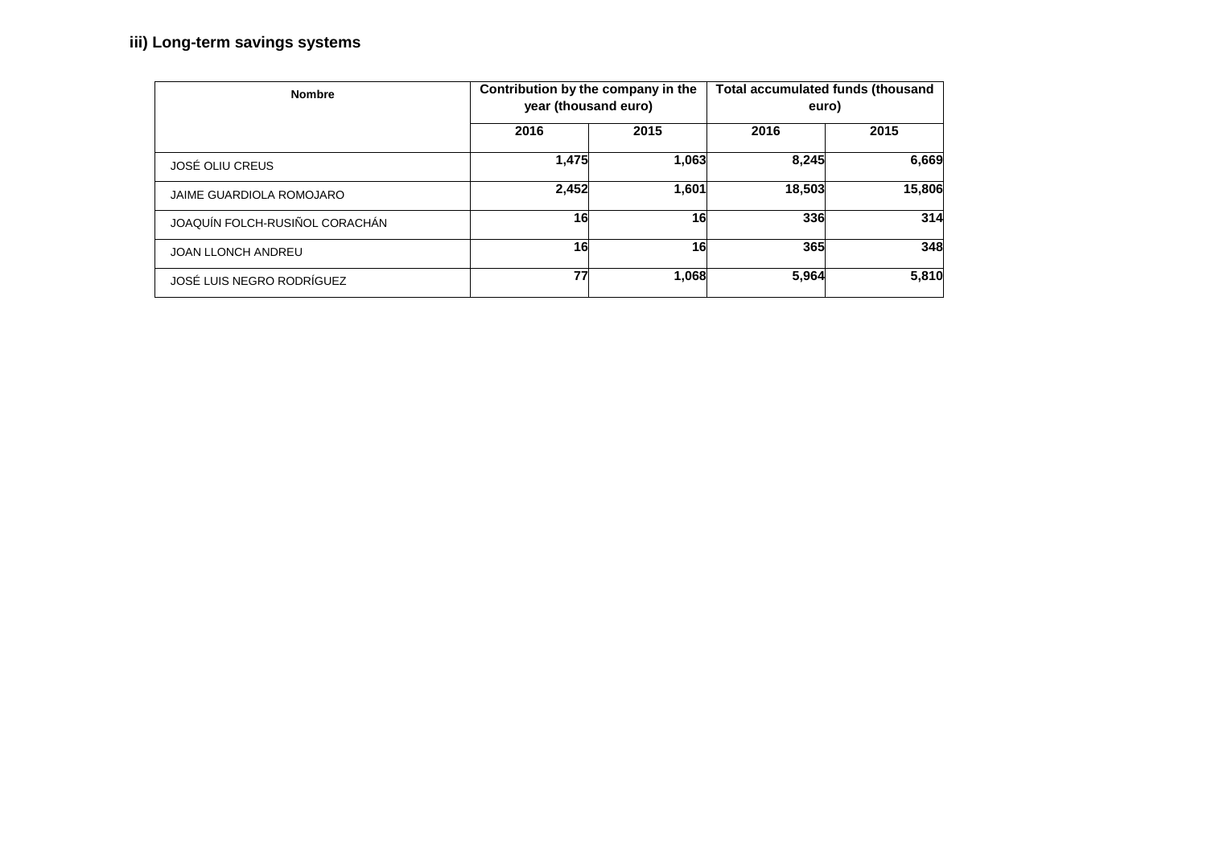### iii) Long-term savings systems

| Nombre | Contribution by the company in the year (thousand euro) | | Total accumulated funds (thousand euro) | |
|---|---|---|---|---|
| | 2016 | 2015 | 2016 | 2015 |
| JOSÉ OLIU CREUS | 1,475 | 1,063 | 8,245 | 6,669 |
| JAIME GUARDIOLA ROMOJARO | 2,452 | 1,601 | 18,503 | 15,806 |
| JOAQUÍN FOLCH-RUSIÑOL CORACHÁN | 16 | 16 | 336 | 314 |
| JOAN LLONCH ANDREU | 16 | 16 | 365 | 348 |
| JOSÉ LUIS NEGRO RODRÍGUEZ | 77 | 1,068 | 5,964 | 5,810 |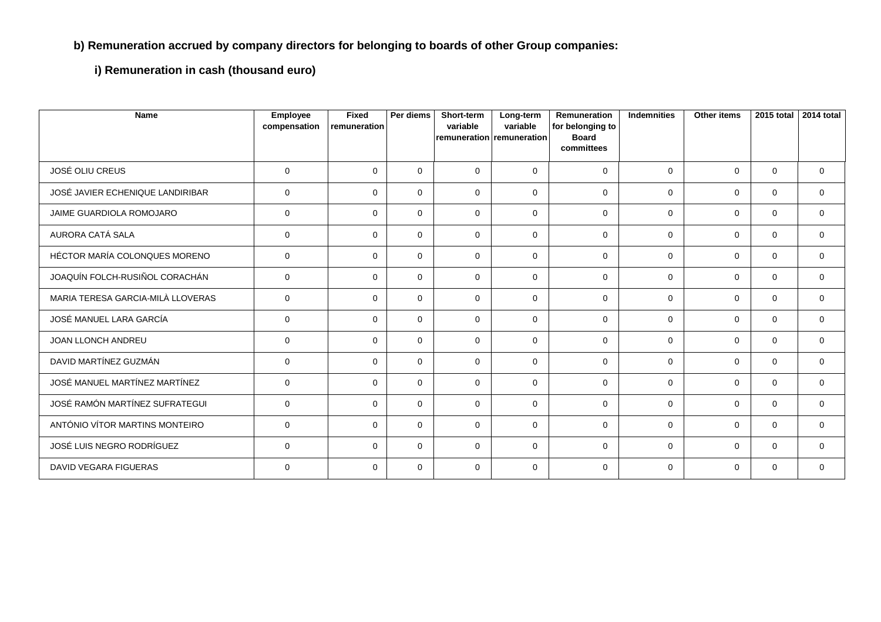**b) Remuneration accrued by company directors for belonging to boards of other Group companies:**

**i) Remuneration in cash (thousand euro)**

| Name | Employee compensation | Fixed remuneration | Per diems | Short-term variable remuneration | Long-term variable remuneration | Remuneration for belonging to Board committees | Indemnities | Other items | 2015 total | 2014 total |
|---|---|---|---|---|---|---|---|---|---|---|
| JOSÉ OLIU CREUS | 0 | 0 | 0 | 0 | 0 | 0 | 0 | 0 | 0 | 0 |
| JOSÉ JAVIER ECHENIQUE LANDIRIBAR | 0 | 0 | 0 | 0 | 0 | 0 | 0 | 0 | 0 | 0 |
| JAIME GUARDIOLA ROMOJARO | 0 | 0 | 0 | 0 | 0 | 0 | 0 | 0 | 0 | 0 |
| AURORA CATÁ SALA | 0 | 0 | 0 | 0 | 0 | 0 | 0 | 0 | 0 | 0 |
| HÉCTOR MARÍA COLONQUES MORENO | 0 | 0 | 0 | 0 | 0 | 0 | 0 | 0 | 0 | 0 |
| JOAQUÍN FOLCH-RUSIÑOL CORACHÁN | 0 | 0 | 0 | 0 | 0 | 0 | 0 | 0 | 0 | 0 |
| MARIA TERESA GARCIA-MILÀ LLOVERAS | 0 | 0 | 0 | 0 | 0 | 0 | 0 | 0 | 0 | 0 |
| JOSÉ MANUEL LARA GARCÍA | 0 | 0 | 0 | 0 | 0 | 0 | 0 | 0 | 0 | 0 |
| JOAN LLONCH ANDREU | 0 | 0 | 0 | 0 | 0 | 0 | 0 | 0 | 0 | 0 |
| DAVID MARTÍNEZ GUZMÁN | 0 | 0 | 0 | 0 | 0 | 0 | 0 | 0 | 0 | 0 |
| JOSÉ MANUEL MARTÍNEZ MARTÍNEZ | 0 | 0 | 0 | 0 | 0 | 0 | 0 | 0 | 0 | 0 |
| JOSÉ RAMÓN MARTÍNEZ SUFRATEGUI | 0 | 0 | 0 | 0 | 0 | 0 | 0 | 0 | 0 | 0 |
| ANTÓNIO VÍTOR MARTINS MONTEIRO | 0 | 0 | 0 | 0 | 0 | 0 | 0 | 0 | 0 | 0 |
| JOSÉ LUIS NEGRO RODRÍGUEZ | 0 | 0 | 0 | 0 | 0 | 0 | 0 | 0 | 0 | 0 |
| DAVID VEGARA FIGUERAS | 0 | 0 | 0 | 0 | 0 | 0 | 0 | 0 | 0 | 0 |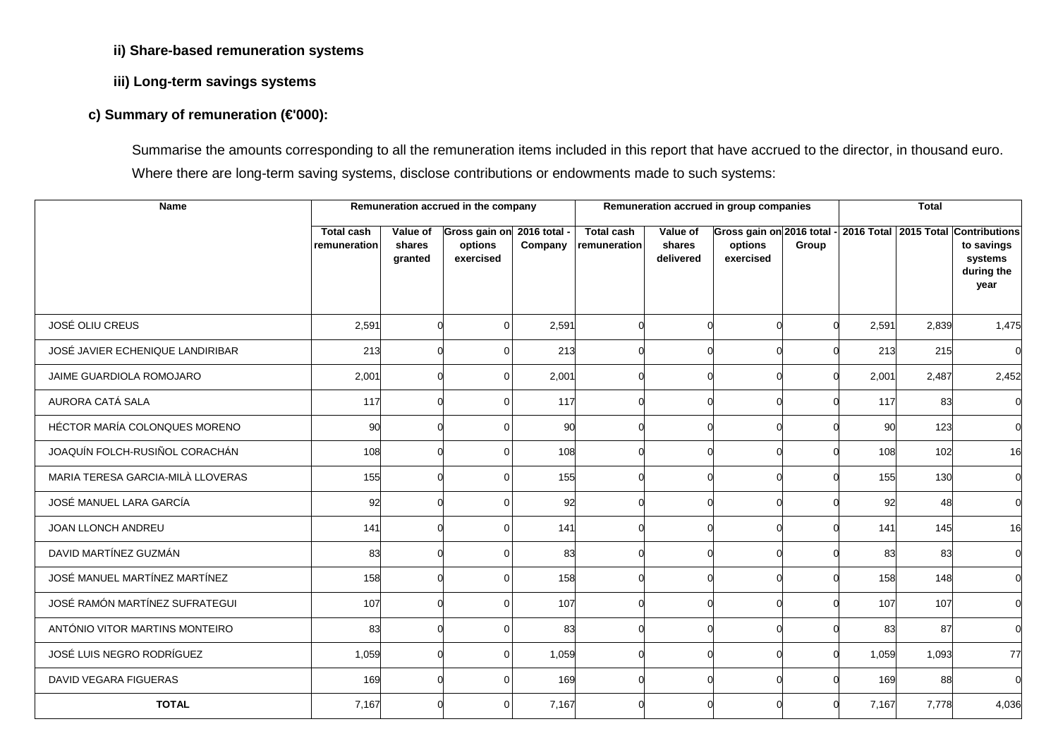### ii) Share-based remuneration systems

### iii) Long-term savings systems

## c) Summary of remuneration (€'000):

Summarise the amounts corresponding to all the remuneration items included in this report that have accrued to the director, in thousand euro.
Where there are long-term saving systems, disclose contributions or endowments made to such systems:

| Name | Remuneration accrued in the company | | | | Remuneration accrued in group companies | | | | Total | | |
|---|---|---|---|---|---|---|---|---|---|---|---|
| | Total cash remuneration | Value of shares granted | Gross gain on options exercised | 2016 total - Company | Total cash remuneration | Value of shares delivered | Gross gain on options exercised | 2016 total - Group | 2016 Total | 2015 Total | Contributions to savings systems during the year |
| JOSÉ OLIU CREUS | 2,591 | 0 | 0 | 2,591 | 0 | 0 | 0 | 0 | 2,591 | 2,839 | 1,475 |
| JOSÉ JAVIER ECHENIQUE LANDIRIBAR | 213 | 0 | 0 | 213 | 0 | 0 | 0 | 0 | 213 | 215 | 0 |
| JAIME GUARDIOLA ROMOJARO | 2,001 | 0 | 0 | 2,001 | 0 | 0 | 0 | 0 | 2,001 | 2,487 | 2,452 |
| AURORA CATÁ SALA | 117 | 0 | 0 | 117 | 0 | 0 | 0 | 0 | 117 | 83 | 0 |
| HÉCTOR MARÍA COLONQUES MORENO | 90 | 0 | 0 | 90 | 0 | 0 | 0 | 0 | 90 | 123 | 0 |
| JOAQUÍN FOLCH-RUSIÑOL CORACHÁN | 108 | 0 | 0 | 108 | 0 | 0 | 0 | 0 | 108 | 102 | 16 |
| MARIA TERESA GARCIA-MILÀ LLOVERAS | 155 | 0 | 0 | 155 | 0 | 0 | 0 | 0 | 155 | 130 | 0 |
| JOSÉ MANUEL LARA GARCÍA | 92 | 0 | 0 | 92 | 0 | 0 | 0 | 0 | 92 | 48 | 0 |
| JOAN LLONCH ANDREU | 141 | 0 | 0 | 141 | 0 | 0 | 0 | 0 | 141 | 145 | 16 |
| DAVID MARTÍNEZ GUZMÁN | 83 | 0 | 0 | 83 | 0 | 0 | 0 | 0 | 83 | 83 | 0 |
| JOSÉ MANUEL MARTÍNEZ MARTÍNEZ | 158 | 0 | 0 | 158 | 0 | 0 | 0 | 0 | 158 | 148 | 0 |
| JOSÉ RAMÓN MARTÍNEZ SUFRATEGUI | 107 | 0 | 0 | 107 | 0 | 0 | 0 | 0 | 107 | 107 | 0 |
| ANTÓNIO VITOR MARTINS MONTEIRO | 83 | 0 | 0 | 83 | 0 | 0 | 0 | 0 | 83 | 87 | 0 |
| JOSÉ LUIS NEGRO RODRÍGUEZ | 1,059 | 0 | 0 | 1,059 | 0 | 0 | 0 | 0 | 1,059 | 1,093 | 77 |
| DAVID VEGARA FIGUERAS | 169 | 0 | 0 | 169 | 0 | 0 | 0 | 0 | 169 | 88 | 0 |
| **TOTAL** | 7,167 | 0 | 0 | 7,167 | 0 | 0 | 0 | 0 | 7,167 | 7,778 | 4,036 |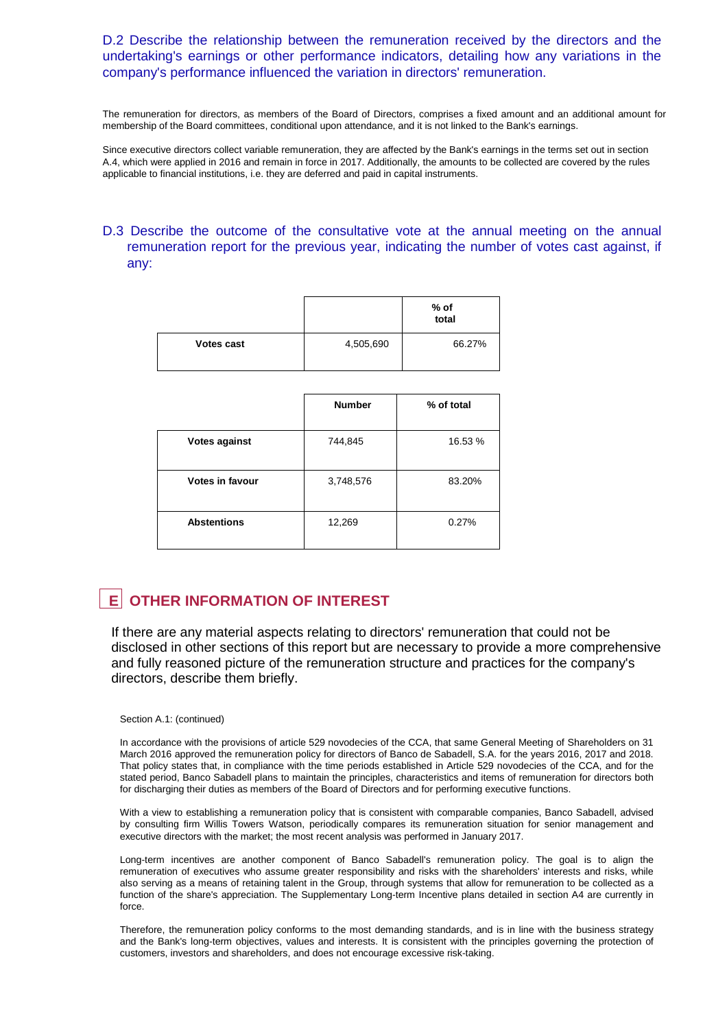### D.2 Describe the relationship between the remuneration received by the directors and the undertaking's earnings or other performance indicators, detailing how any variations in the company's performance influenced the variation in directors' remuneration.

The remuneration for directors, as members of the Board of Directors, comprises a fixed amount and an additional amount for membership of the Board committees, conditional upon attendance, and it is not linked to the Bank's earnings.

Since executive directors collect variable remuneration, they are affected by the Bank's earnings in the terms set out in section A.4, which were applied in 2016 and remain in force in 2017. Additionally, the amounts to be collected are covered by the rules applicable to financial institutions, i.e. they are deferred and paid in capital instruments.

### D.3 Describe the outcome of the consultative vote at the annual meeting on the annual remuneration report for the previous year, indicating the number of votes cast against, if any:

| | | % of total |
|---|---|---|
| **Votes cast** | 4,505,690 | 66.27% |

| | Number | % of total |
|---|---|---|
| **Votes against** | 744,845 | 16.53 % |
| **Votes in favour** | 3,748,576 | 83.20% |
| **Abstentions** | 12,269 | 0.27% |

## E OTHER INFORMATION OF INTEREST

If there are any material aspects relating to directors' remuneration that could not be disclosed in other sections of this report but are necessary to provide a more comprehensive and fully reasoned picture of the remuneration structure and practices for the company's directors, describe them briefly.

Section A.1: (continued)

In accordance with the provisions of article 529 novodecies of the CCA, that same General Meeting of Shareholders on 31 March 2016 approved the remuneration policy for directors of Banco de Sabadell, S.A. for the years 2016, 2017 and 2018. That policy states that, in compliance with the time periods established in Article 529 novodecies of the CCA, and for the stated period, Banco Sabadell plans to maintain the principles, characteristics and items of remuneration for directors both for discharging their duties as members of the Board of Directors and for performing executive functions.

With a view to establishing a remuneration policy that is consistent with comparable companies, Banco Sabadell, advised by consulting firm Willis Towers Watson, periodically compares its remuneration situation for senior management and executive directors with the market; the most recent analysis was performed in January 2017.

Long-term incentives are another component of Banco Sabadell's remuneration policy. The goal is to align the remuneration of executives who assume greater responsibility and risks with the shareholders' interests and risks, while also serving as a means of retaining talent in the Group, through systems that allow for remuneration to be collected as a function of the share's appreciation. The Supplementary Long-term Incentive plans detailed in section A4 are currently in force.

Therefore, the remuneration policy conforms to the most demanding standards, and is in line with the business strategy and the Bank's long-term objectives, values and interests. It is consistent with the principles governing the protection of customers, investors and shareholders, and does not encourage excessive risk-taking.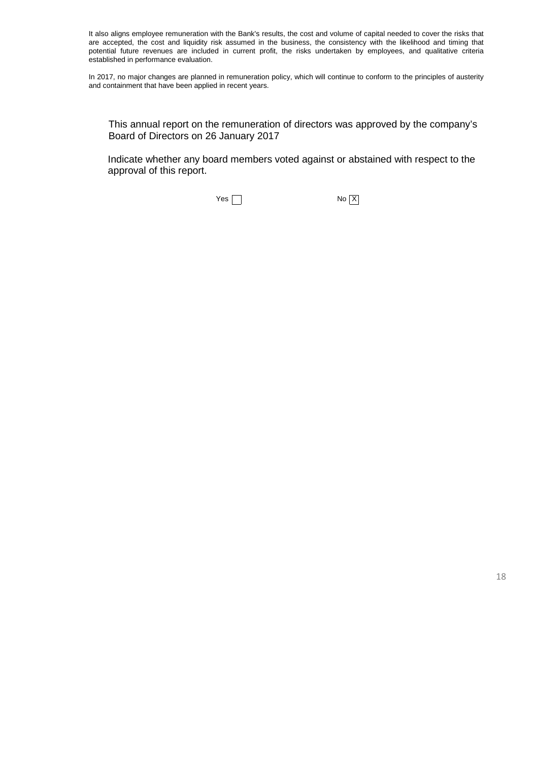It also aligns employee remuneration with the Bank's results, the cost and volume of capital needed to cover the risks that are accepted, the cost and liquidity risk assumed in the business, the consistency with the likelihood and timing that potential future revenues are included in current profit, the risks undertaken by employees, and qualitative criteria established in performance evaluation.

In 2017, no major changes are planned in remuneration policy, which will continue to conform to the principles of austerity and containment that have been applied in recent years.

This annual report on the remuneration of directors was approved by the company's Board of Directors on 26 January 2017

Indicate whether any board members voted against or abstained with respect to the approval of this report.

Yes [ ] No [X]